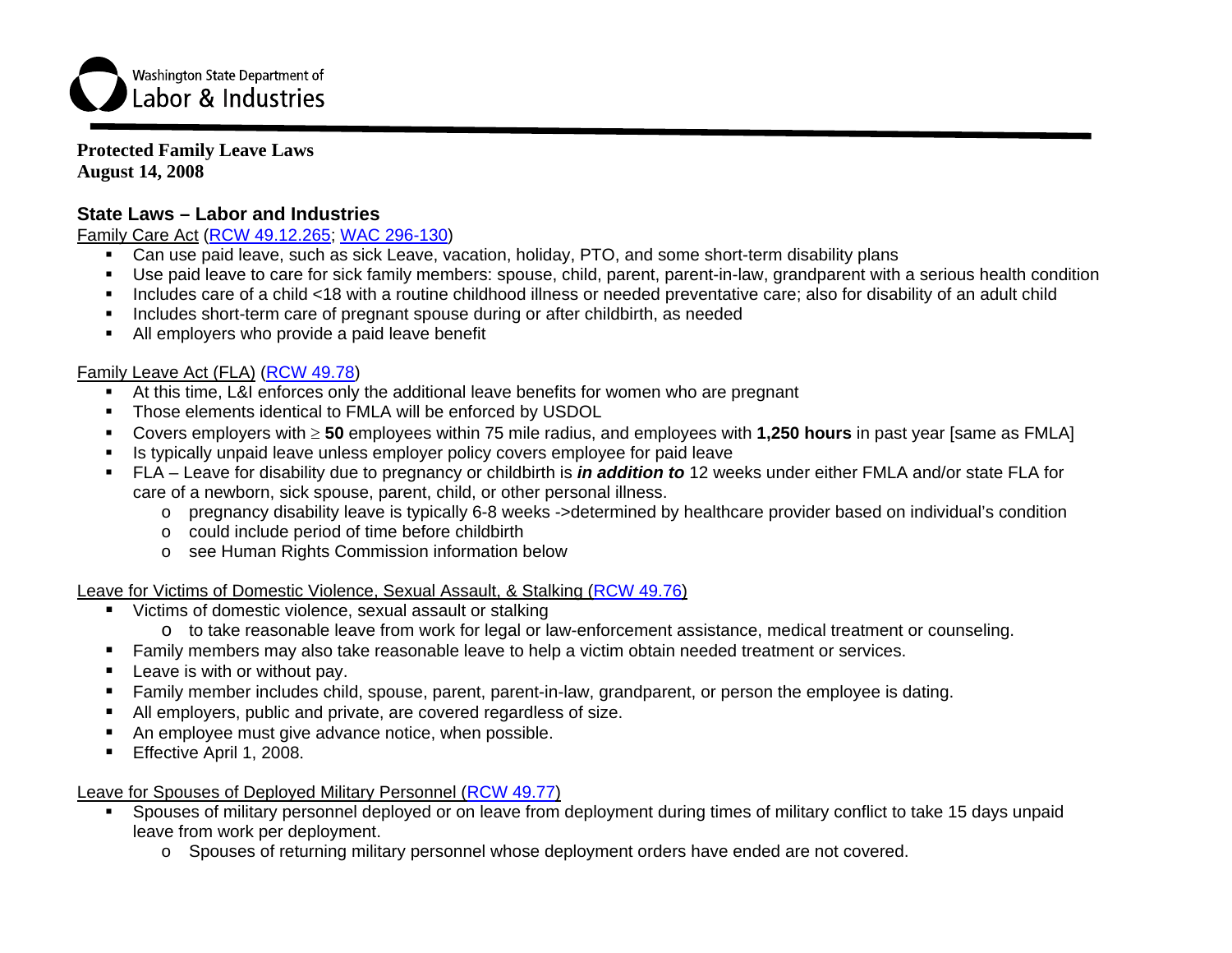Washington State Department of Labor & Industries

**Protected Family Leave Laws**
**August 14, 2008**

## State Laws – Labor and Industries

Family Care Act (RCW 49.12.265; WAC 296-130)

- Can use paid leave, such as sick Leave, vacation, holiday, PTO, and some short-term disability plans
- Use paid leave to care for sick family members: spouse, child, parent, parent-in-law, grandparent with a serious health condition
- Includes care of a child <18 with a routine childhood illness or needed preventative care; also for disability of an adult child
- Includes short-term care of pregnant spouse during or after childbirth, as needed
- All employers who provide a paid leave benefit

Family Leave Act (FLA) (RCW 49.78)

- At this time, L&I enforces only the additional leave benefits for women who are pregnant
- Those elements identical to FMLA will be enforced by USDOL
- Covers employers with ≥ **50** employees within 75 mile radius, and employees with **1,250 hours** in past year [same as FMLA]
- Is typically unpaid leave unless employer policy covers employee for paid leave
- FLA – Leave for disability due to pregnancy or childbirth is ***in addition to*** 12 weeks under either FMLA and/or state FLA for care of a newborn, sick spouse, parent, child, or other personal illness.
  - pregnancy disability leave is typically 6-8 weeks ->determined by healthcare provider based on individual's condition
  - could include period of time before childbirth
  - see Human Rights Commission information below

Leave for Victims of Domestic Violence, Sexual Assault, & Stalking (RCW 49.76)

- Victims of domestic violence, sexual assault or stalking
  - to take reasonable leave from work for legal or law-enforcement assistance, medical treatment or counseling.
- Family members may also take reasonable leave to help a victim obtain needed treatment or services.
- Leave is with or without pay.
- Family member includes child, spouse, parent, parent-in-law, grandparent, or person the employee is dating.
- All employers, public and private, are covered regardless of size.
- An employee must give advance notice, when possible.
- Effective April 1, 2008.

Leave for Spouses of Deployed Military Personnel (RCW 49.77)

- Spouses of military personnel deployed or on leave from deployment during times of military conflict to take 15 days unpaid leave from work per deployment.
  - Spouses of returning military personnel whose deployment orders have ended are not covered.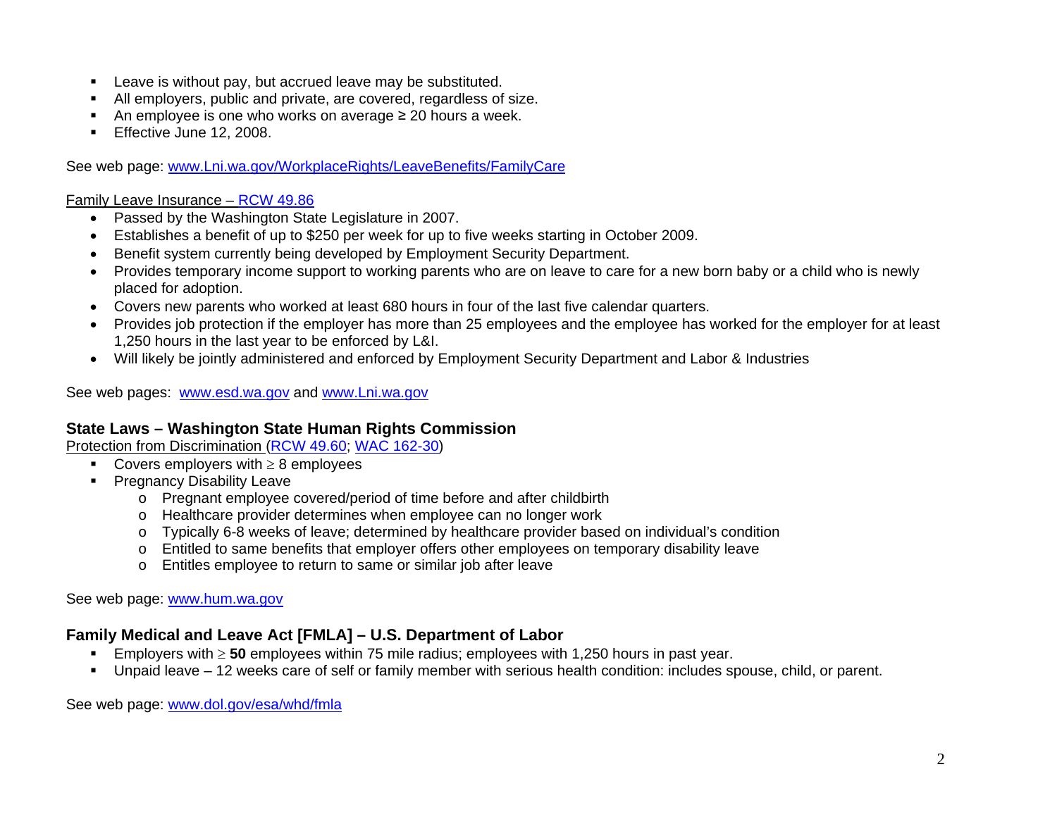- Leave is without pay, but accrued leave may be substituted.
- All employers, public and private, are covered, regardless of size.
- An employee is one who works on average ≥ 20 hours a week.
- Effective June 12, 2008.

See web page: [www.Lni.wa.gov/WorkplaceRights/LeaveBenefits/FamilyCare](www.Lni.wa.gov/WorkplaceRights/LeaveBenefits/FamilyCare)

Family Leave Insurance – [RCW 49.86]()

- Passed by the Washington State Legislature in 2007.
- Establishes a benefit of up to $250 per week for up to five weeks starting in October 2009.
- Benefit system currently being developed by Employment Security Department.
- Provides temporary income support to working parents who are on leave to care for a new born baby or a child who is newly placed for adoption.
- Covers new parents who worked at least 680 hours in four of the last five calendar quarters.
- Provides job protection if the employer has more than 25 employees and the employee has worked for the employer for at least 1,250 hours in the last year to be enforced by L&I.
- Will likely be jointly administered and enforced by Employment Security Department and Labor & Industries

See web pages: [www.esd.wa.gov](www.esd.wa.gov) and [www.Lni.wa.gov](www.Lni.wa.gov)

## State Laws – Washington State Human Rights Commission

Protection from Discrimination ([RCW 49.60](); [WAC 162-30]())

- Covers employers with ≥ 8 employees
- Pregnancy Disability Leave
  - Pregnant employee covered/period of time before and after childbirth
  - Healthcare provider determines when employee can no longer work
  - Typically 6-8 weeks of leave; determined by healthcare provider based on individual's condition
  - Entitled to same benefits that employer offers other employees on temporary disability leave
  - Entitles employee to return to same or similar job after leave

See web page: [www.hum.wa.gov](www.hum.wa.gov)

## Family Medical and Leave Act [FMLA] – U.S. Department of Labor

- Employers with ≥ **50** employees within 75 mile radius; employees with 1,250 hours in past year.
- Unpaid leave – 12 weeks care of self or family member with serious health condition: includes spouse, child, or parent.

See web page: [www.dol.gov/esa/whd/fmla](www.dol.gov/esa/whd/fmla)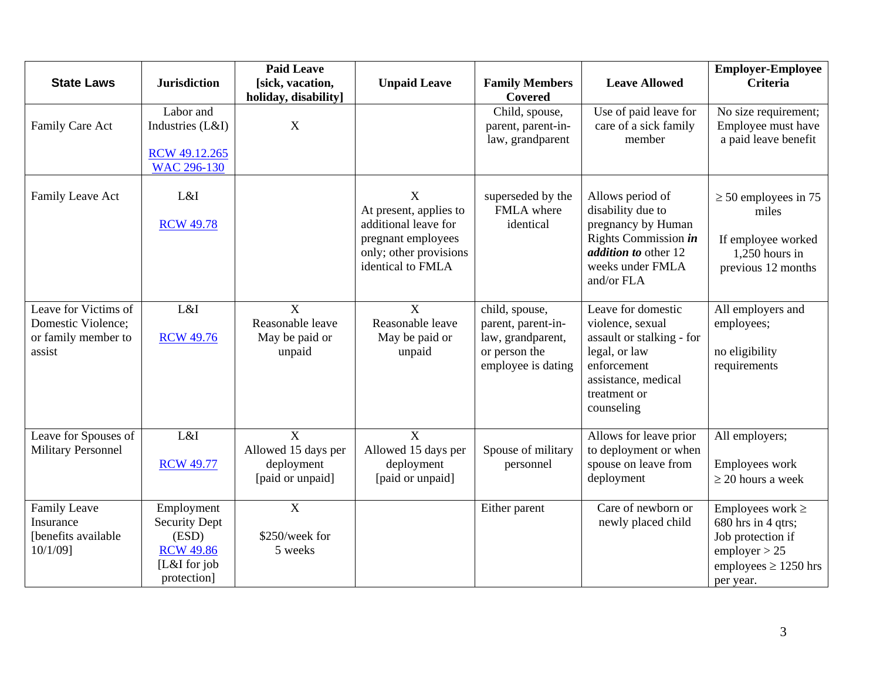| State Laws | Jurisdiction | Paid Leave [sick, vacation, holiday, disability] | Unpaid Leave | Family Members Covered | Leave Allowed | Employer-Employee Criteria |
|---|---|---|---|---|---|---|
| Family Care Act | Labor and Industries (L&I) RCW 49.12.265 WAC 296-130 | X | | Child, spouse, parent, parent-in-law, grandparent | Use of paid leave for care of a sick family member | No size requirement; Employee must have a paid leave benefit |
| Family Leave Act | L&I RCW 49.78 | | X At present, applies to additional leave for pregnant employees only; other provisions identical to FMLA | superseded by the FMLA where identical | Allows period of disability due to pregnancy by Human Rights Commission ***in addition to*** other 12 weeks under FMLA and/or FLA | ≥ 50 employees in 75 miles If employee worked 1,250 hours in previous 12 months |
| Leave for Victims of Domestic Violence; or family member to assist | L&I RCW 49.76 | X Reasonable leave May be paid or unpaid | X Reasonable leave May be paid or unpaid | child, spouse, parent, parent-in-law, grandparent, or person the employee is dating | Leave for domestic violence, sexual assault or stalking - for legal, or law enforcement assistance, medical treatment or counseling | All employers and employees; no eligibility requirements |
| Leave for Spouses of Military Personnel | L&I RCW 49.77 | X Allowed 15 days per deployment [paid or unpaid] | X Allowed 15 days per deployment [paid or unpaid] | Spouse of military personnel | Allows for leave prior to deployment or when spouse on leave from deployment | All employers; Employees work ≥ 20 hours a week |
| Family Leave Insurance [benefits available 10/1/09] | Employment Security Dept (ESD) RCW 49.86 [L&I for job protection] | X $250/week for 5 weeks | | Either parent | Care of newborn or newly placed child | Employees work ≥ 680 hrs in 4 qtrs; Job protection if employer > 25 employees ≥ 1250 hrs per year. |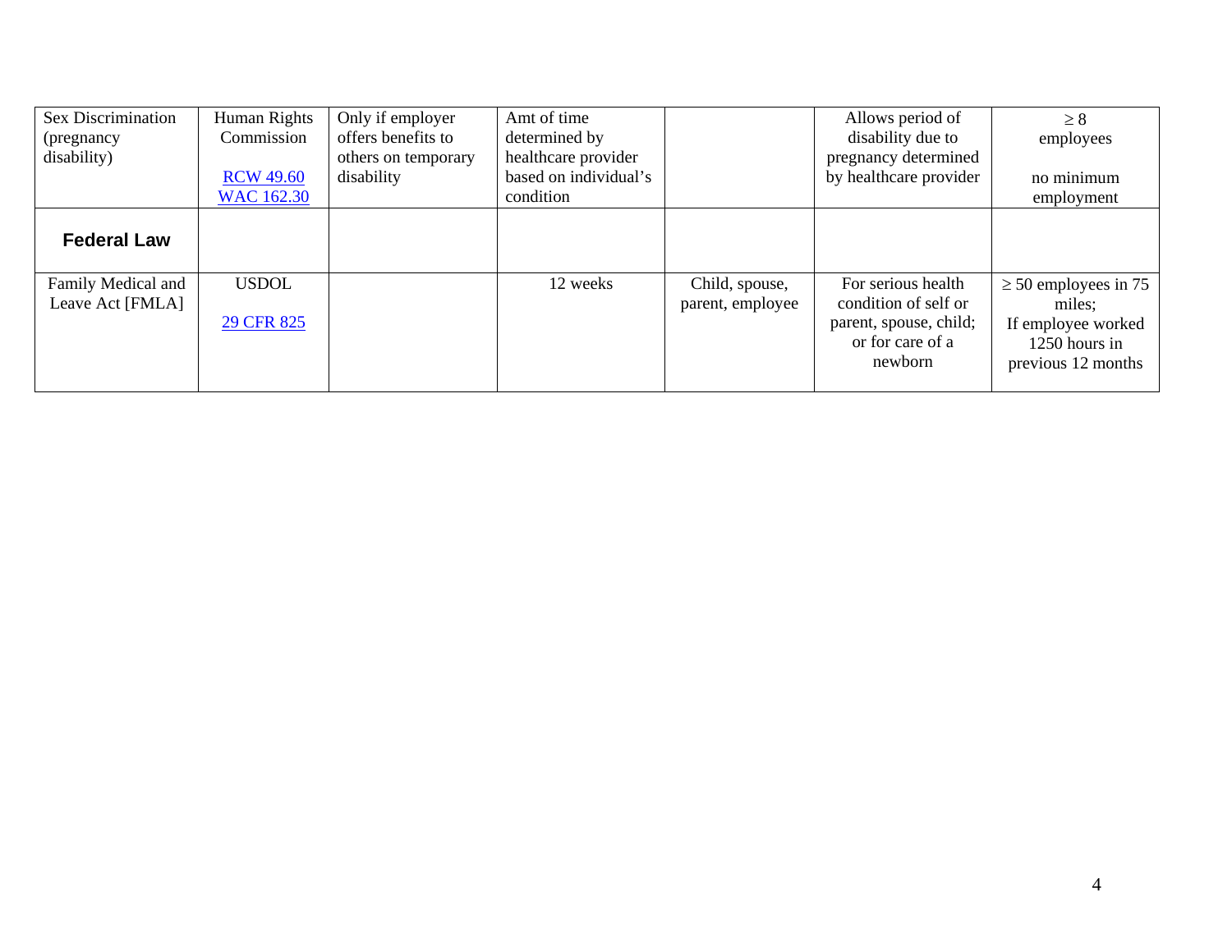| | | | | | | |
|---|---|---|---|---|---|---|
| Sex Discrimination (pregnancy disability) | Human Rights Commission<br><br>RCW 49.60<br>WAC 162.30 | Only if employer offers benefits to others on temporary disability | Amt of time determined by healthcare provider based on individual's condition | | Allows period of disability due to pregnancy determined by healthcare provider | ≥ 8 employees<br><br>no minimum employment |
| **Federal Law** | | | | | | |
| Family Medical and Leave Act [FMLA] | USDOL<br><br>29 CFR 825 | | 12 weeks | Child, spouse, parent, employee | For serious health condition of self or parent, spouse, child; or for care of a newborn | ≥ 50 employees in 75 miles;<br>If employee worked 1250 hours in previous 12 months |